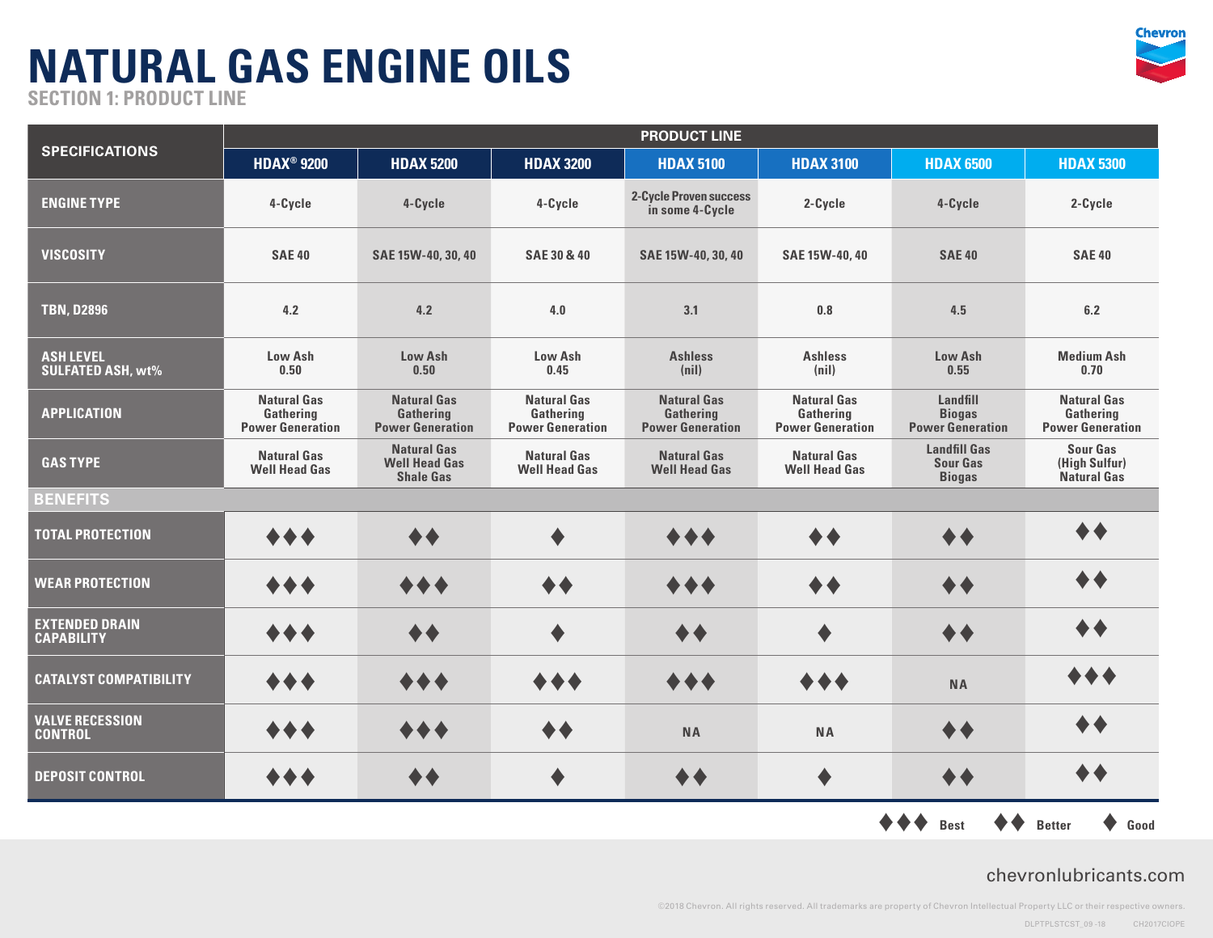# NATURAL GAS ENGINE OILS

## SECTION 1: PRODUCT LINE

| SPECIFICATIONS | PRODUCT LINE | | | | | | |
|---|---|---|---|---|---|---|---|
| | HDAX® 9200 | HDAX 5200 | HDAX 3200 | HDAX 5100 | HDAX 3100 | HDAX 6500 | HDAX 5300 |
| ENGINE TYPE | 4-Cycle | 4-Cycle | 4-Cycle | 2-Cycle Proven success in some 4-Cycle | 2-Cycle | 4-Cycle | 2-Cycle |
| VISCOSITY | SAE 40 | SAE 15W-40, 30, 40 | SAE 30 & 40 | SAE 15W-40, 30, 40 | SAE 15W-40, 40 | SAE 40 | SAE 40 |
| TBN, D2896 | 4.2 | 4.2 | 4.0 | 3.1 | 0.8 | 4.5 | 6.2 |
| ASH LEVEL SULFATED ASH, wt% | Low Ash 0.50 | Low Ash 0.50 | Low Ash 0.45 | Ashless (nil) | Ashless (nil) | Low Ash 0.55 | Medium Ash 0.70 |
| APPLICATION | Natural Gas Gathering Power Generation | Natural Gas Gathering Power Generation | Natural Gas Gathering Power Generation | Natural Gas Gathering Power Generation | Natural Gas Gathering Power Generation | Landfill Biogas Power Generation | Natural Gas Gathering Power Generation |
| GAS TYPE | Natural Gas Well Head Gas | Natural Gas Well Head Gas Shale Gas | Natural Gas Well Head Gas | Natural Gas Well Head Gas | Natural Gas Well Head Gas | Landfill Gas Sour Gas Biogas | Sour Gas (High Sulfur) Natural Gas |
| **BENEFITS** | | | | | | | |
| TOTAL PROTECTION | ◆◆◆ | ◆◆ | ◆ | ◆◆◆ | ◆◆ | ◆◆ | ◆◆ |
| WEAR PROTECTION | ◆◆◆ | ◆◆◆ | ◆◆ | ◆◆◆ | ◆◆ | ◆◆ | ◆◆ |
| EXTENDED DRAIN CAPABILITY | ◆◆◆ | ◆◆ | ◆ | ◆◆ | ◆ | ◆◆ | ◆◆ |
| CATALYST COMPATIBILITY | ◆◆◆ | ◆◆◆ | ◆◆◆ | ◆◆◆ | ◆◆◆ | NA | ◆◆◆ |
| VALVE RECESSION CONTROL | ◆◆◆ | ◆◆◆ | ◆◆ | NA | NA | ◆◆ | ◆◆ |
| DEPOSIT CONTROL | ◆◆◆ | ◆◆ | ◆ | ◆◆ | ◆ | ◆◆ | ◆◆ |

◆◆◆ Best ◆◆ Better ◆ Good

chevronlubricants.com

©2018 Chevron. All rights reserved. All trademarks are property of Chevron Intellectual Property LLC or their respective owners.

DLPTPLSTCST_09-18 CH2017CIOPE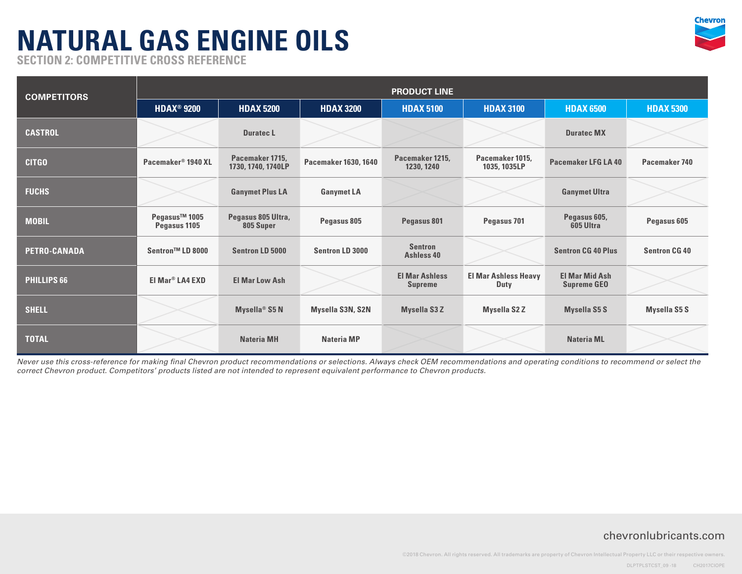# NATURAL GAS ENGINE OILS

## SECTION 2: COMPETITIVE CROSS REFERENCE

| COMPETITORS | PRODUCT LINE | | | | | | |
|---|---|---|---|---|---|---|---|
| | HDAX® 9200 | HDAX 5200 | HDAX 3200 | HDAX 5100 | HDAX 3100 | HDAX 6500 | HDAX 5300 |
| CASTROL | | Duratec L | | | | Duratec MX | |
| CITGO | Pacemaker® 1940 XL | Pacemaker 1715, 1730, 1740, 1740LP | Pacemaker 1630, 1640 | Pacemaker 1215, 1230, 1240 | Pacemaker 1015, 1035, 1035LP | Pacemaker LFG LA 40 | Pacemaker 740 |
| FUCHS | | Ganymet Plus LA | Ganymet LA | | | Ganymet Ultra | |
| MOBIL | Pegasus™ 1005 Pegasus 1105 | Pegasus 805 Ultra, 805 Super | Pegasus 805 | Pegasus 801 | Pegasus 701 | Pegasus 605, 605 Ultra | Pegasus 605 |
| PETRO-CANADA | Sentron™ LD 8000 | Sentron LD 5000 | Sentron LD 3000 | Sentron Ashless 40 | | Sentron CG 40 Plus | Sentron CG 40 |
| PHILLIPS 66 | El Mar® LA4 EXD | El Mar Low Ash | | El Mar Ashless Supreme | El Mar Ashless Heavy Duty | El Mar Mid Ash Supreme GEO | |
| SHELL | | Mysella® S5 N | Mysella S3N, S2N | Mysella S3 Z | Mysella S2 Z | Mysella S5 S | Mysella S5 S |
| TOTAL | | Nateria MH | Nateria MP | | | Nateria ML | |

*Never use this cross-reference for making final Chevron product recommendations or selections. Always check OEM recommendations and operating conditions to recommend or select the correct Chevron product. Competitors' products listed are not intended to represent equivalent performance to Chevron products.*

chevronlubricants.com

©2018 Chevron. All rights reserved. All trademarks are property of Chevron Intellectual Property LLC or their respective owners.

DLPTPLSTCST_09-18 CH2017CIOPE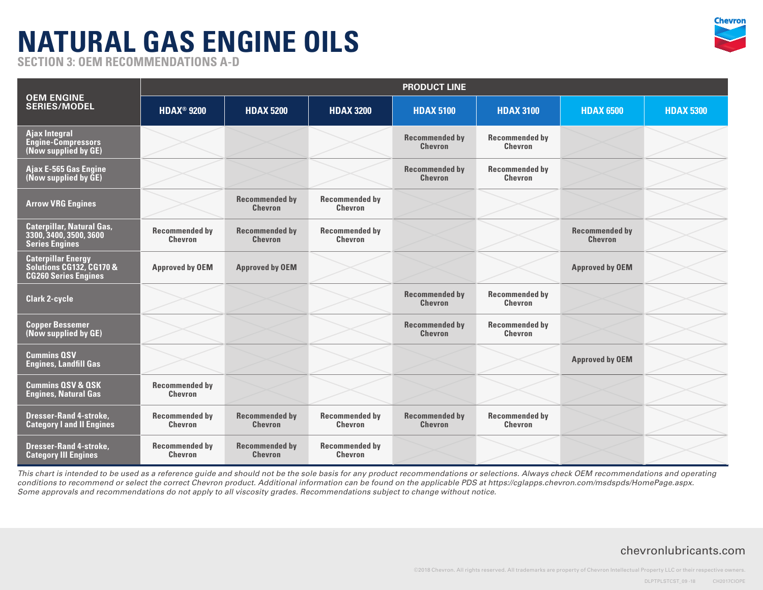# NATURAL GAS ENGINE OILS

## SECTION 3: OEM RECOMMENDATIONS A-D

| OEM ENGINE SERIES/MODEL | PRODUCT LINE | | | | | | |
|---|---|---|---|---|---|---|---|
| | HDAX® 9200 | HDAX 5200 | HDAX 3200 | HDAX 5100 | HDAX 3100 | HDAX 6500 | HDAX 5300 |
| Ajax Integral Engine-Compressors (Now supplied by GE) | | | | Recommended by Chevron | Recommended by Chevron | | |
| Ajax E-565 Gas Engine (Now supplied by GE) | | | | Recommended by Chevron | Recommended by Chevron | | |
| Arrow VRG Engines | | Recommended by Chevron | Recommended by Chevron | | | | |
| Caterpillar, Natural Gas, 3300, 3400, 3500, 3600 Series Engines | Recommended by Chevron | Recommended by Chevron | Recommended by Chevron | | | Recommended by Chevron | |
| Caterpillar Energy Solutions CG132, CG170 & CG260 Series Engines | Approved by OEM | Approved by OEM | | | | Approved by OEM | |
| Clark 2-cycle | | | | Recommended by Chevron | Recommended by Chevron | | |
| Copper Bessemer (Now supplied by GE) | | | | Recommended by Chevron | Recommended by Chevron | | |
| Cummins QSV Engines, Landfill Gas | | | | | | Approved by OEM | |
| Cummins QSV & QSK Engines, Natural Gas | Recommended by Chevron | | | | | | |
| Dresser-Rand 4-stroke, Category I and II Engines | Recommended by Chevron | Recommended by Chevron | Recommended by Chevron | Recommended by Chevron | Recommended by Chevron | | |
| Dresser-Rand 4-stroke, Category III Engines | Recommended by Chevron | Recommended by Chevron | Recommended by Chevron | | | | |

*This chart is intended to be used as a reference guide and should not be the sole basis for any product recommendations or selections. Always check OEM recommendations and operating conditions to recommend or select the correct Chevron product. Additional information can be found on the applicable PDS at https://cglapps.chevron.com/msdspds/HomePage.aspx. Some approvals and recommendations do not apply to all viscosity grades. Recommendations subject to change without notice.*

chevronlubricants.com

©2018 Chevron. All rights reserved. All trademarks are property of Chevron Intellectual Property LLC or their respective owners.

DLPTPLSTCST_09-18 CH2017CIOPE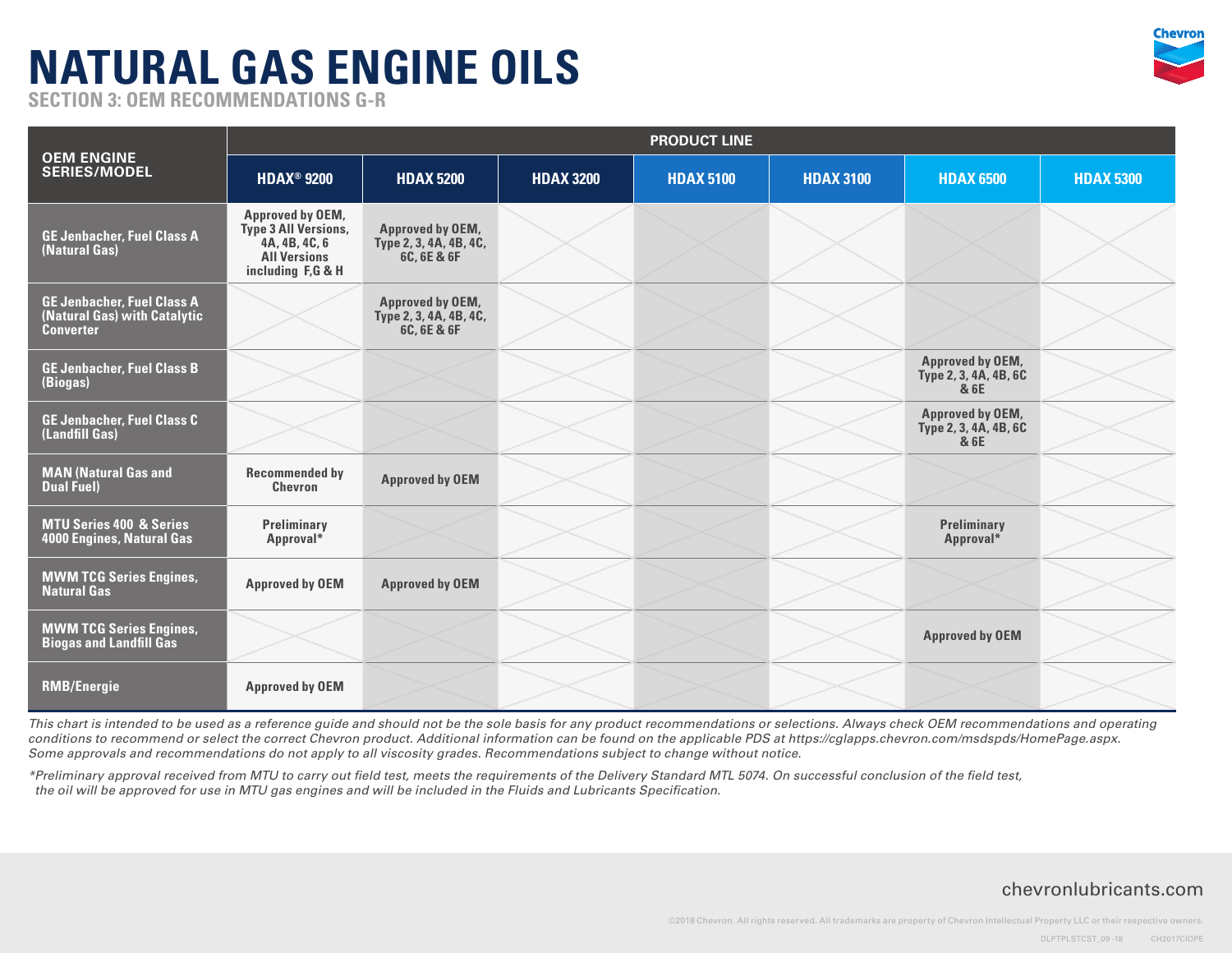# NATURAL GAS ENGINE OILS

## SECTION 3: OEM RECOMMENDATIONS G-R

| OEM ENGINE SERIES/MODEL | PRODUCT LINE | | | | | | |
|---|---|---|---|---|---|---|---|
| | HDAX® 9200 | HDAX 5200 | HDAX 3200 | HDAX 5100 | HDAX 3100 | HDAX 6500 | HDAX 5300 |
| GE Jenbacher, Fuel Class A (Natural Gas) | Approved by OEM, Type 3 All Versions, 4A, 4B, 4C, 6 All Versions including F,G & H | Approved by OEM, Type 2, 3, 4A, 4B, 4C, 6C, 6E & 6F | | | | | |
| GE Jenbacher, Fuel Class A (Natural Gas) with Catalytic Converter | | Approved by OEM, Type 2, 3, 4A, 4B, 4C, 6C, 6E & 6F | | | | | |
| GE Jenbacher, Fuel Class B (Biogas) | | | | | | Approved by OEM, Type 2, 3, 4A, 4B, 6C & 6E | |
| GE Jenbacher, Fuel Class C (Landfill Gas) | | | | | | Approved by OEM, Type 2, 3, 4A, 4B, 6C & 6E | |
| MAN (Natural Gas and Dual Fuel) | Recommended by Chevron | Approved by OEM | | | | | |
| MTU Series 400 & Series 4000 Engines, Natural Gas | Preliminary Approval* | | | | | Preliminary Approval* | |
| MWM TCG Series Engines, Natural Gas | Approved by OEM | Approved by OEM | | | | | |
| MWM TCG Series Engines, Biogas and Landfill Gas | | | | | | Approved by OEM | |
| RMB/Energie | Approved by OEM | | | | | | |

*This chart is intended to be used as a reference guide and should not be the sole basis for any product recommendations or selections. Always check OEM recommendations and operating conditions to recommend or select the correct Chevron product. Additional information can be found on the applicable PDS at https://cglapps.chevron.com/msdspds/HomePage.aspx. Some approvals and recommendations do not apply to all viscosity grades. Recommendations subject to change without notice.*

**Preliminary approval received from MTU to carry out field test, meets the requirements of the Delivery Standard MTL 5074. On successful conclusion of the field test, the oil will be approved for use in MTU gas engines and will be included in the Fluids and Lubricants Specification.*

chevronlubricants.com

©2018 Chevron. All rights reserved. All trademarks are property of Chevron Intellectual Property LLC or their respective owners.

DLPTPLSTCST_09-18 CH2017CIOPE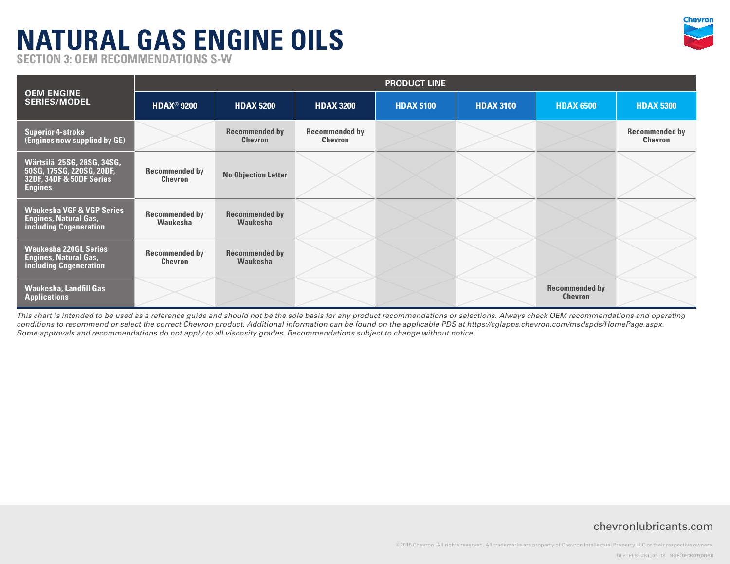# NATURAL GAS ENGINE OILS

## SECTION 3: OEM RECOMMENDATIONS S-W

| OEM ENGINE SERIES/MODEL | PRODUCT LINE | | | | | | |
|---|---|---|---|---|---|---|---|
| | HDAX® 9200 | HDAX 5200 | HDAX 3200 | HDAX 5100 | HDAX 3100 | HDAX 6500 | HDAX 5300 |
| Superior 4-stroke (Engines now supplied by GE) | | Recommended by Chevron | Recommended by Chevron | | | | Recommended by Chevron |
| Wärtsilä 25SG, 28SG, 34SG, 50SG, 175SG, 220SG, 20DF, 32DF, 34DF & 50DF Series Engines | Recommended by Chevron | No Objection Letter | | | | | |
| Waukesha VGF & VGP Series Engines, Natural Gas, including Cogeneration | Recommended by Waukesha | Recommended by Waukesha | | | | | |
| Waukesha 220GL Series Engines, Natural Gas, including Cogeneration | Recommended by Chevron | Recommended by Waukesha | | | | | |
| Waukesha, Landfill Gas Applications | | | | | | Recommended by Chevron | |

*This chart is intended to be used as a reference guide and should not be the sole basis for any product recommendations or selections. Always check OEM recommendations and operating conditions to recommend or select the correct Chevron product. Additional information can be found on the applicable PDS at https://cglapps.chevron.com/msdspds/HomePage.aspx. Some approvals and recommendations do not apply to all viscosity grades. Recommendations subject to change without notice.*

chevronlubricants.com

©2018 Chevron. All rights reserved. All trademarks are property of Chevron Intellectual Property LLC or their respective owners.